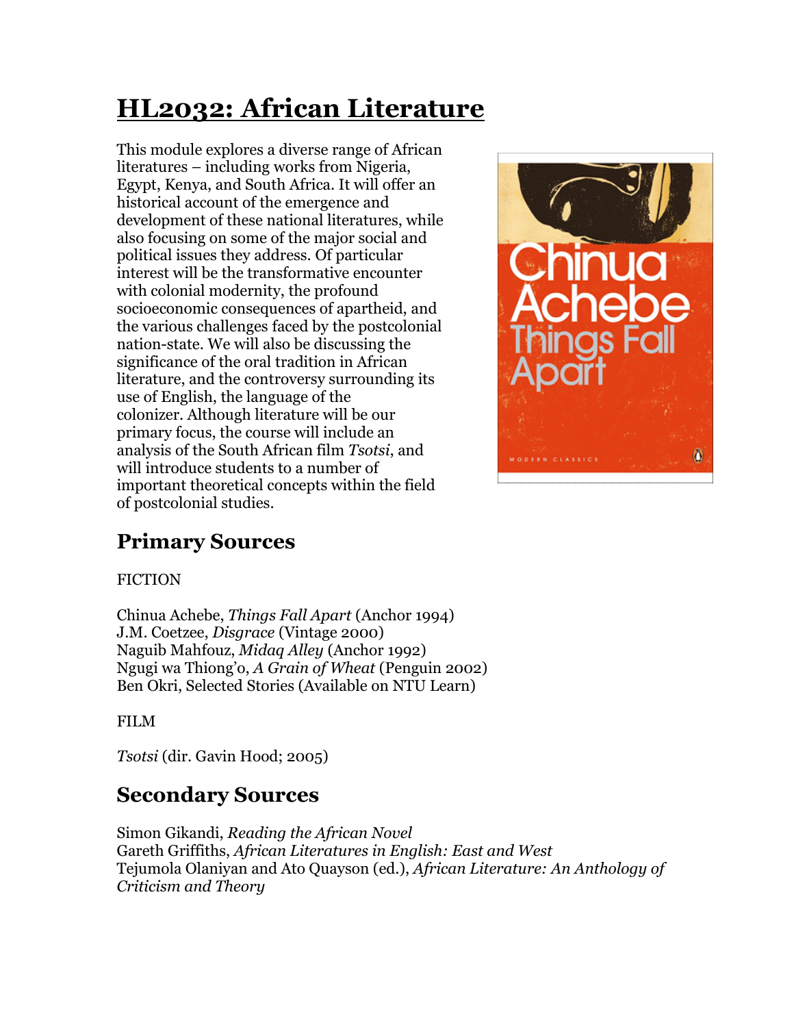# HL2032: African Literature

This module explores a diverse range of African literatures – including works from Nigeria, Egypt, Kenya, and South Africa. It will offer an historical account of the emergence and development of these national literatures, while also focusing on some of the major social and political issues they address. Of particular interest will be the transformative encounter with colonial modernity, the profound socioeconomic consequences of apartheid, and the various challenges faced by the postcolonial nation-state. We will also be discussing the significance of the oral tradition in African literature, and the controversy surrounding its use of English, the language of the colonizer. Although literature will be our primary focus, the course will include an analysis of the South African film *Tsotsi*, and will introduce students to a number of important theoretical concepts within the field of postcolonial studies.

## Primary Sources

FICTION

Chinua Achebe, *Things Fall Apart* (Anchor 1994)
J.M. Coetzee, *Disgrace* (Vintage 2000)
Naguib Mahfouz, *Midaq Alley* (Anchor 1992)
Ngugi wa Thiong'o, *A Grain of Wheat* (Penguin 2002)
Ben Okri, Selected Stories (Available on NTU Learn)

FILM

*Tsotsi* (dir. Gavin Hood; 2005)

## Secondary Sources

Simon Gikandi, *Reading the African Novel*
Gareth Griffiths, *African Literatures in English: East and West*
Tejumola Olaniyan and Ato Quayson (ed.), *African Literature: An Anthology of Criticism and Theory*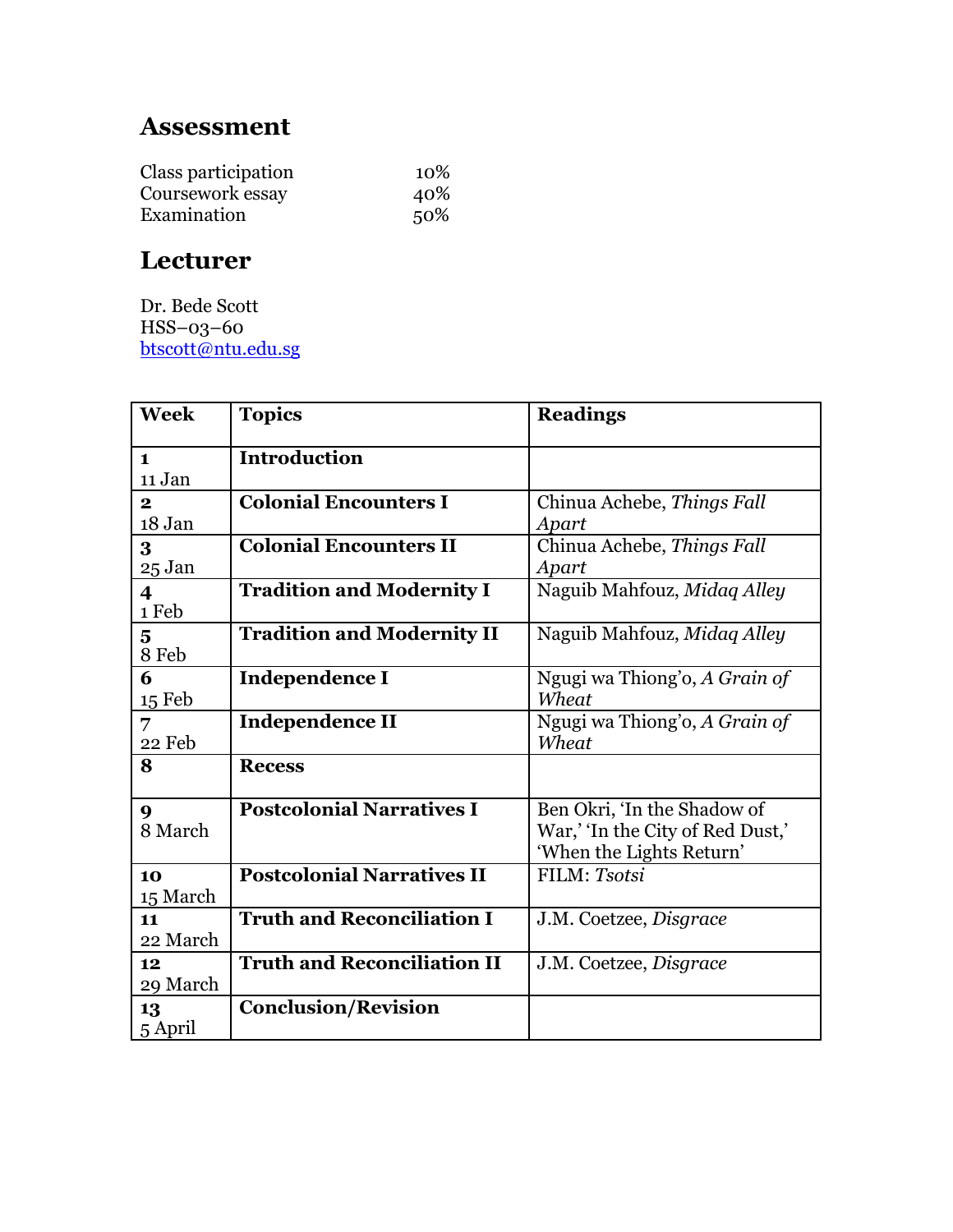## Assessment

| | |
|---|---|
| Class participation | 10% |
| Coursework essay | 40% |
| Examination | 50% |

## Lecturer

Dr. Bede Scott
HSS–03–60
btscott@ntu.edu.sg

| Week | Topics | Readings |
|---|---|---|
| **1** 11 Jan | **Introduction** | |
| **2** 18 Jan | **Colonial Encounters I** | Chinua Achebe, *Things Fall Apart* |
| **3** 25 Jan | **Colonial Encounters II** | Chinua Achebe, *Things Fall Apart* |
| **4** 1 Feb | **Tradition and Modernity I** | Naguib Mahfouz, *Midaq Alley* |
| **5** 8 Feb | **Tradition and Modernity II** | Naguib Mahfouz, *Midaq Alley* |
| **6** 15 Feb | **Independence I** | Ngugi wa Thiong'o, *A Grain of Wheat* |
| **7** 22 Feb | **Independence II** | Ngugi wa Thiong'o, *A Grain of Wheat* |
| **8** | **Recess** | |
| **9** 8 March | **Postcolonial Narratives I** | Ben Okri, 'In the Shadow of War,' 'In the City of Red Dust,' 'When the Lights Return' |
| **10** 15 March | **Postcolonial Narratives II** | FILM: *Tsotsi* |
| **11** 22 March | **Truth and Reconciliation I** | J.M. Coetzee, *Disgrace* |
| **12** 29 March | **Truth and Reconciliation II** | J.M. Coetzee, *Disgrace* |
| **13** 5 April | **Conclusion/Revision** | |